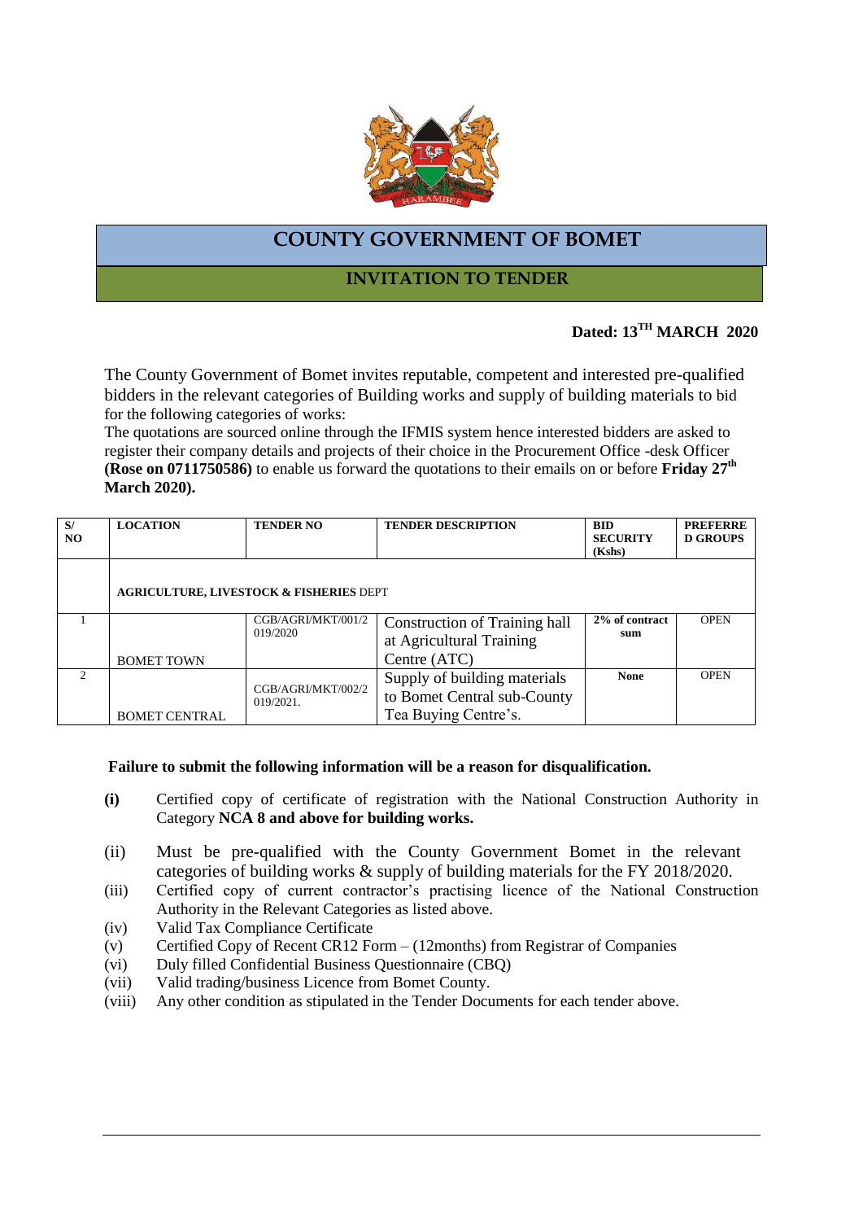# COUNTY GOVERNMENT OF BOMET

## INVITATION TO TENDER

**Dated: 13TH MARCH 2020**

The County Government of Bomet invites reputable, competent and interested pre-qualified bidders in the relevant categories of Building works and supply of building materials to bid for the following categories of works:

The quotations are sourced online through the IFMIS system hence interested bidders are asked to register their company details and projects of their choice in the Procurement Office -desk Officer **(Rose on 0711750586)** to enable us forward the quotations to their emails on or before **Friday 27th March 2020).**

| S/ NO | LOCATION | TENDER NO | TENDER DESCRIPTION | BID SECURITY (Kshs) | PREFERRED GROUPS |
|---|---|---|---|---|---|
| | **AGRICULTURE, LIVESTOCK & FISHERIES** DEPT | | | | |
| 1 | BOMET TOWN | CGB/AGRI/MKT/001/2019/2020 | Construction of Training hall at Agricultural Training Centre (ATC) | **2% of contract sum** | OPEN |
| 2 | BOMET CENTRAL | CGB/AGRI/MKT/002/2019/2021. | Supply of building materials to Bomet Central sub-County Tea Buying Centre's. | **None** | OPEN |

**Failure to submit the following information will be a reason for disqualification.**

- **(i)** Certified copy of certificate of registration with the National Construction Authority in Category **NCA 8 and above for building works.**
- (ii) Must be pre-qualified with the County Government Bomet in the relevant categories of building works & supply of building materials for the FY 2018/2020.
- (iii) Certified copy of current contractor's practising licence of the National Construction Authority in the Relevant Categories as listed above.
- (iv) Valid Tax Compliance Certificate
- (v) Certified Copy of Recent CR12 Form – (12months) from Registrar of Companies
- (vi) Duly filled Confidential Business Questionnaire (CBQ)
- (vii) Valid trading/business Licence from Bomet County.
- (viii) Any other condition as stipulated in the Tender Documents for each tender above.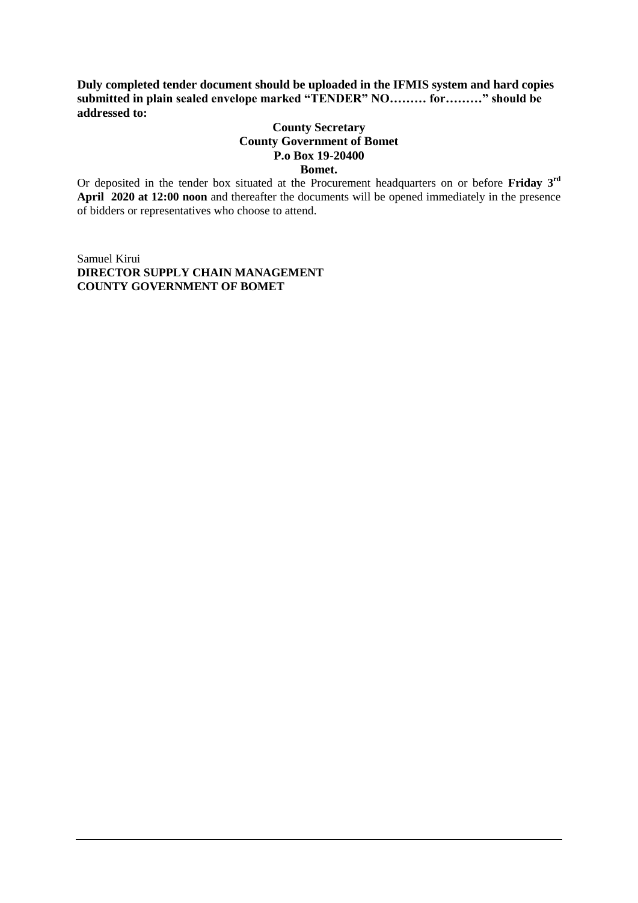**Duly completed tender document should be uploaded in the IFMIS system and hard copies submitted in plain sealed envelope marked "TENDER" NO……… for………" should be addressed to:**

**County Secretary**
**County Government of Bomet**
**P.o Box 19-20400**
**Bomet.**

Or deposited in the tender box situated at the Procurement headquarters on or before **Friday 3rd April 2020 at 12:00 noon** and thereafter the documents will be opened immediately in the presence of bidders or representatives who choose to attend.

Samuel Kirui
**DIRECTOR SUPPLY CHAIN MANAGEMENT**
**COUNTY GOVERNMENT OF BOMET**